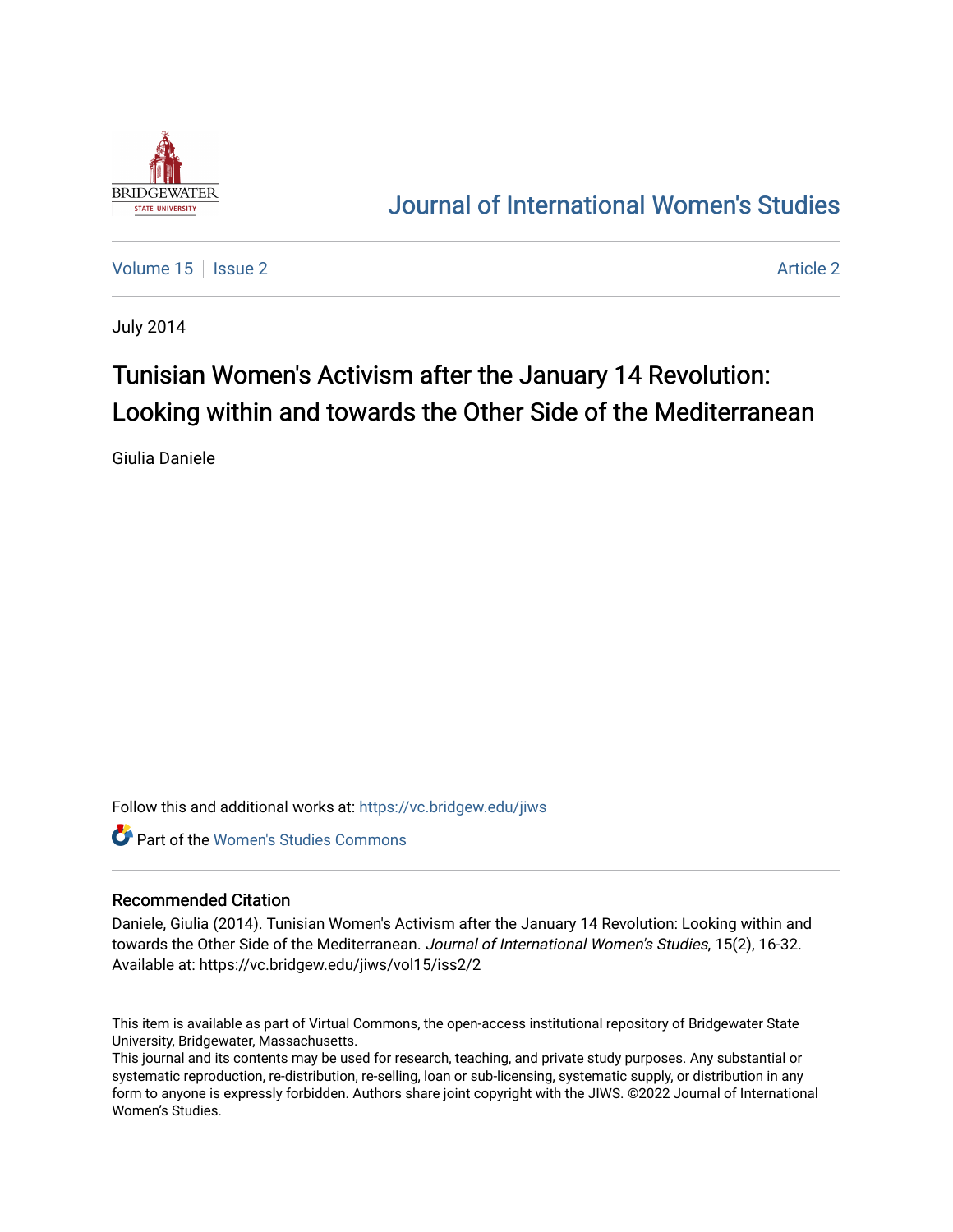# Journal of International Women's Studies

Volume 15 | Issue 2 | Article 2

July 2014

## Tunisian Women's Activism after the January 14 Revolution: Looking within and towards the Other Side of the Mediterranean

Giulia Daniele

Follow this and additional works at: https://vc.bridgew.edu/jiws

Part of the Women's Studies Commons

### Recommended Citation

Daniele, Giulia (2014). Tunisian Women's Activism after the January 14 Revolution: Looking within and towards the Other Side of the Mediterranean. *Journal of International Women's Studies*, 15(2), 16-32.
Available at: https://vc.bridgew.edu/jiws/vol15/iss2/2

This item is available as part of Virtual Commons, the open-access institutional repository of Bridgewater State University, Bridgewater, Massachusetts.
This journal and its contents may be used for research, teaching, and private study purposes. Any substantial or systematic reproduction, re-distribution, re-selling, loan or sub-licensing, systematic supply, or distribution in any form to anyone is expressly forbidden. Authors share joint copyright with the JIWS. ©2022 Journal of International Women's Studies.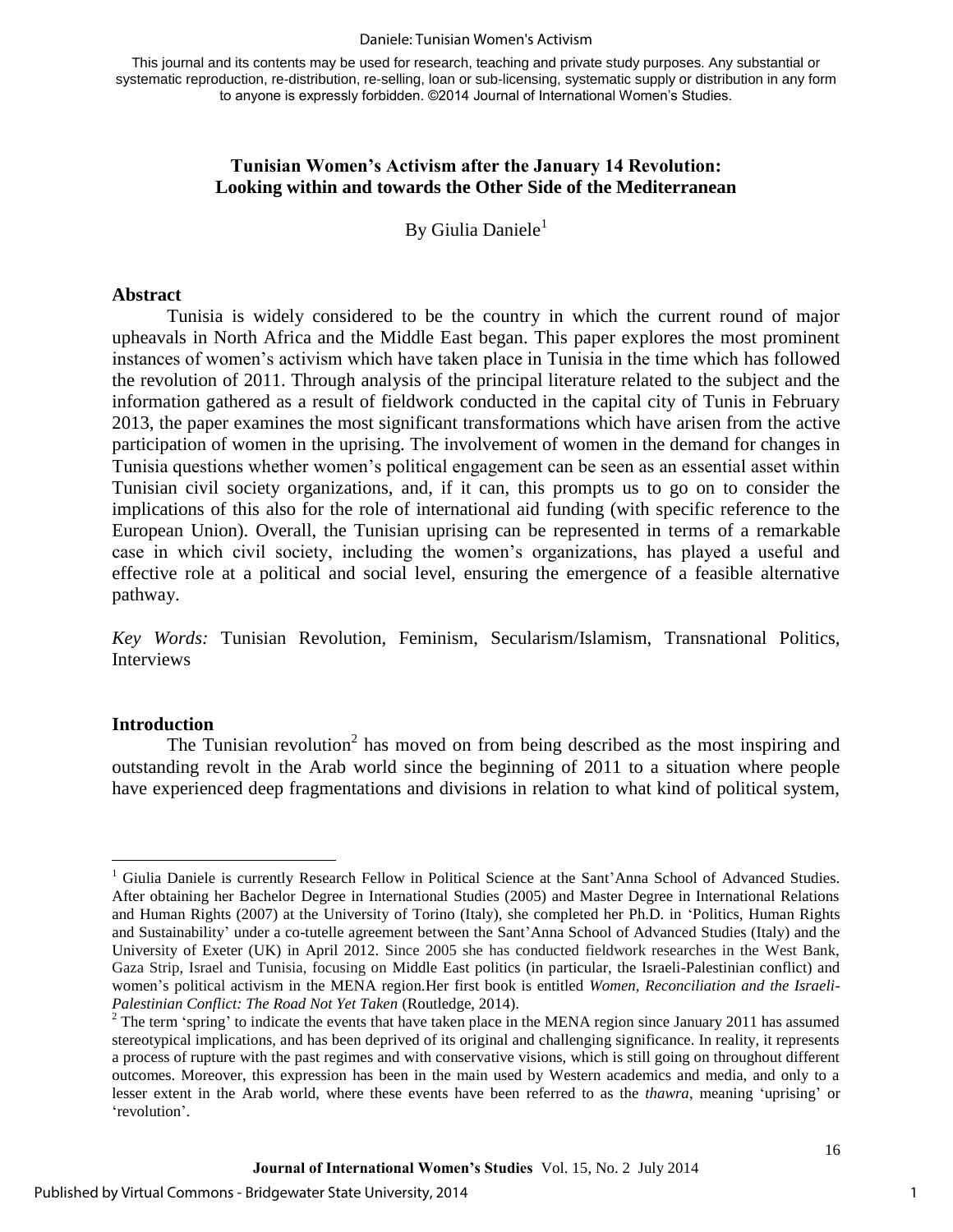**Tunisian Women's Activism after the January 14 Revolution: Looking within and towards the Other Side of the Mediterranean**

By Giulia Daniele[1]

## Abstract

Tunisia is widely considered to be the country in which the current round of major upheavals in North Africa and the Middle East began. This paper explores the most prominent instances of women's activism which have taken place in Tunisia in the time which has followed the revolution of 2011. Through analysis of the principal literature related to the subject and the information gathered as a result of fieldwork conducted in the capital city of Tunis in February 2013, the paper examines the most significant transformations which have arisen from the active participation of women in the uprising. The involvement of women in the demand for changes in Tunisia questions whether women's political engagement can be seen as an essential asset within Tunisian civil society organizations, and, if it can, this prompts us to go on to consider the implications of this also for the role of international aid funding (with specific reference to the European Union). Overall, the Tunisian uprising can be represented in terms of a remarkable case in which civil society, including the women's organizations, has played a useful and effective role at a political and social level, ensuring the emergence of a feasible alternative pathway.

*Key Words:* Tunisian Revolution, Feminism, Secularism/Islamism, Transnational Politics, Interviews

## Introduction

The Tunisian revolution[2] has moved on from being described as the most inspiring and outstanding revolt in the Arab world since the beginning of 2011 to a situation where people have experienced deep fragmentations and divisions in relation to what kind of political system,

---

[1] Giulia Daniele is currently Research Fellow in Political Science at the Sant'Anna School of Advanced Studies. After obtaining her Bachelor Degree in International Studies (2005) and Master Degree in International Relations and Human Rights (2007) at the University of Torino (Italy), she completed her Ph.D. in 'Politics, Human Rights and Sustainability' under a co-tutelle agreement between the Sant'Anna School of Advanced Studies (Italy) and the University of Exeter (UK) in April 2012. Since 2005 she has conducted fieldwork researches in the West Bank, Gaza Strip, Israel and Tunisia, focusing on Middle East politics (in particular, the Israeli-Palestinian conflict) and women's political activism in the MENA region.Her first book is entitled *Women, Reconciliation and the Israeli-Palestinian Conflict: The Road Not Yet Taken* (Routledge, 2014).

[2] The term 'spring' to indicate the events that have taken place in the MENA region since January 2011 has assumed stereotypical implications, and has been deprived of its original and challenging significance. In reality, it represents a process of rupture with the past regimes and with conservative visions, which is still going on throughout different outcomes. Moreover, this expression has been in the main used by Western academics and media, and only to a lesser extent in the Arab world, where these events have been referred to as the *thawra*, meaning 'uprising' or 'revolution'.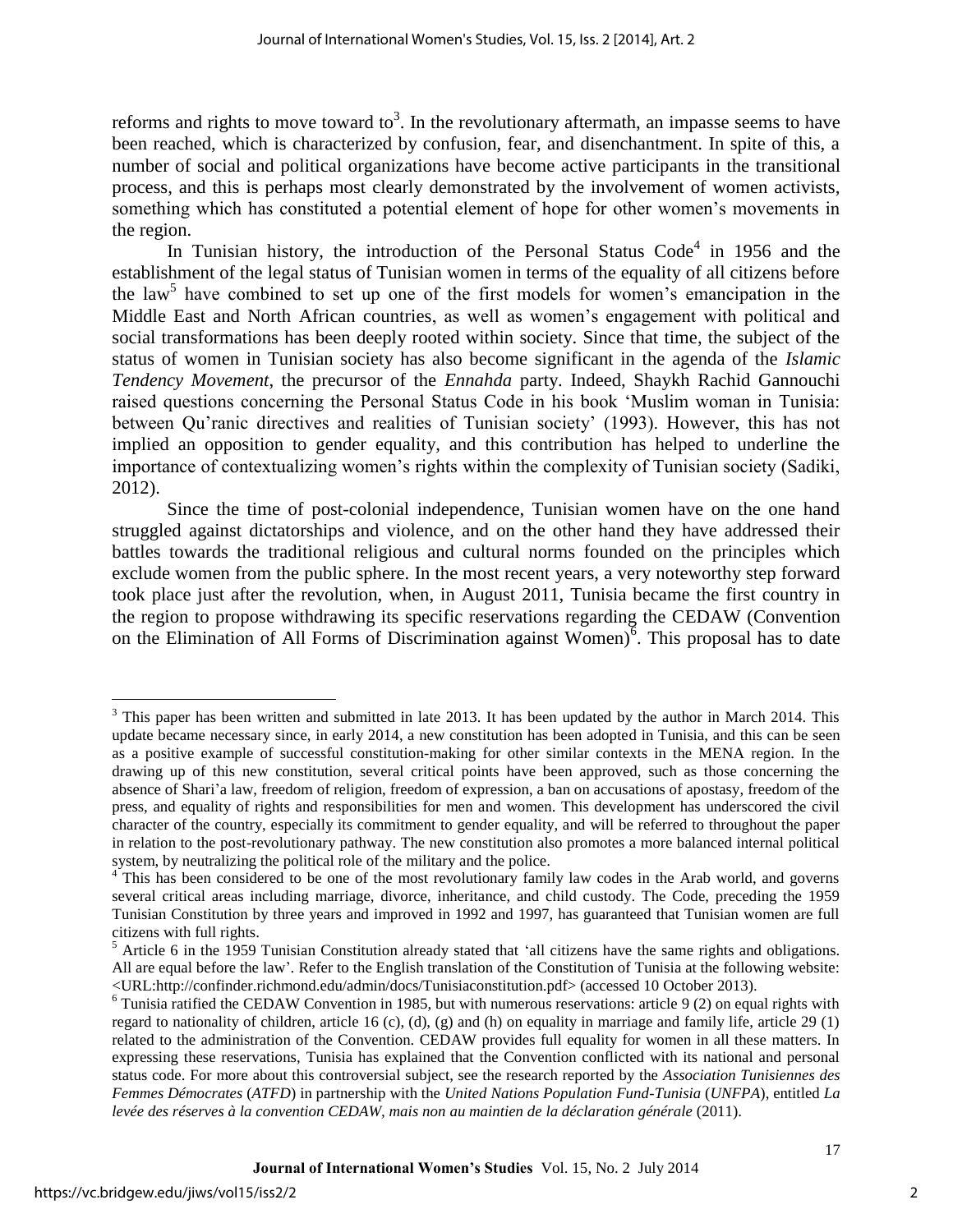reforms and rights to move toward to[3]. In the revolutionary aftermath, an impasse seems to have been reached, which is characterized by confusion, fear, and disenchantment. In spite of this, a number of social and political organizations have become active participants in the transitional process, and this is perhaps most clearly demonstrated by the involvement of women activists, something which has constituted a potential element of hope for other women's movements in the region.

In Tunisian history, the introduction of the Personal Status Code[4] in 1956 and the establishment of the legal status of Tunisian women in terms of the equality of all citizens before the law[5] have combined to set up one of the first models for women's emancipation in the Middle East and North African countries, as well as women's engagement with political and social transformations has been deeply rooted within society. Since that time, the subject of the status of women in Tunisian society has also become significant in the agenda of the *Islamic Tendency Movement*, the precursor of the *Ennahda* party. Indeed, Shaykh Rachid Gannouchi raised questions concerning the Personal Status Code in his book 'Muslim woman in Tunisia: between Qu'ranic directives and realities of Tunisian society' (1993). However, this has not implied an opposition to gender equality, and this contribution has helped to underline the importance of contextualizing women's rights within the complexity of Tunisian society (Sadiki, 2012).

Since the time of post-colonial independence, Tunisian women have on the one hand struggled against dictatorships and violence, and on the other hand they have addressed their battles towards the traditional religious and cultural norms founded on the principles which exclude women from the public sphere. In the most recent years, a very noteworthy step forward took place just after the revolution, when, in August 2011, Tunisia became the first country in the region to propose withdrawing its specific reservations regarding the CEDAW (Convention on the Elimination of All Forms of Discrimination against Women)[6]. This proposal has to date

---

[3] This paper has been written and submitted in late 2013. It has been updated by the author in March 2014. This update became necessary since, in early 2014, a new constitution has been adopted in Tunisia, and this can be seen as a positive example of successful constitution-making for other similar contexts in the MENA region. In the drawing up of this new constitution, several critical points have been approved, such as those concerning the absence of Shari'a law, freedom of religion, freedom of expression, a ban on accusations of apostasy, freedom of the press, and equality of rights and responsibilities for men and women. This development has underscored the civil character of the country, especially its commitment to gender equality, and will be referred to throughout the paper in relation to the post-revolutionary pathway. The new constitution also promotes a more balanced internal political system, by neutralizing the political role of the military and the police.

[4] This has been considered to be one of the most revolutionary family law codes in the Arab world, and governs several critical areas including marriage, divorce, inheritance, and child custody. The Code, preceding the 1959 Tunisian Constitution by three years and improved in 1992 and 1997, has guaranteed that Tunisian women are full citizens with full rights.

[5] Article 6 in the 1959 Tunisian Constitution already stated that 'all citizens have the same rights and obligations. All are equal before the law'. Refer to the English translation of the Constitution of Tunisia at the following website: <URL:http://confinder.richmond.edu/admin/docs/Tunisiaconstitution.pdf> (accessed 10 October 2013).

[6] Tunisia ratified the CEDAW Convention in 1985, but with numerous reservations: article 9 (2) on equal rights with regard to nationality of children, article 16 (c), (d), (g) and (h) on equality in marriage and family life, article 29 (1) related to the administration of the Convention. CEDAW provides full equality for women in all these matters. In expressing these reservations, Tunisia has explained that the Convention conflicted with its national and personal status code. For more about this controversial subject, see the research reported by the *Association Tunisiennes des Femmes Démocrates* (*ATFD*) in partnership with the *United Nations Population Fund-Tunisia* (*UNFPA*), entitled *La levée des réserves à la convention CEDAW, mais non au maintien de la déclaration générale* (2011).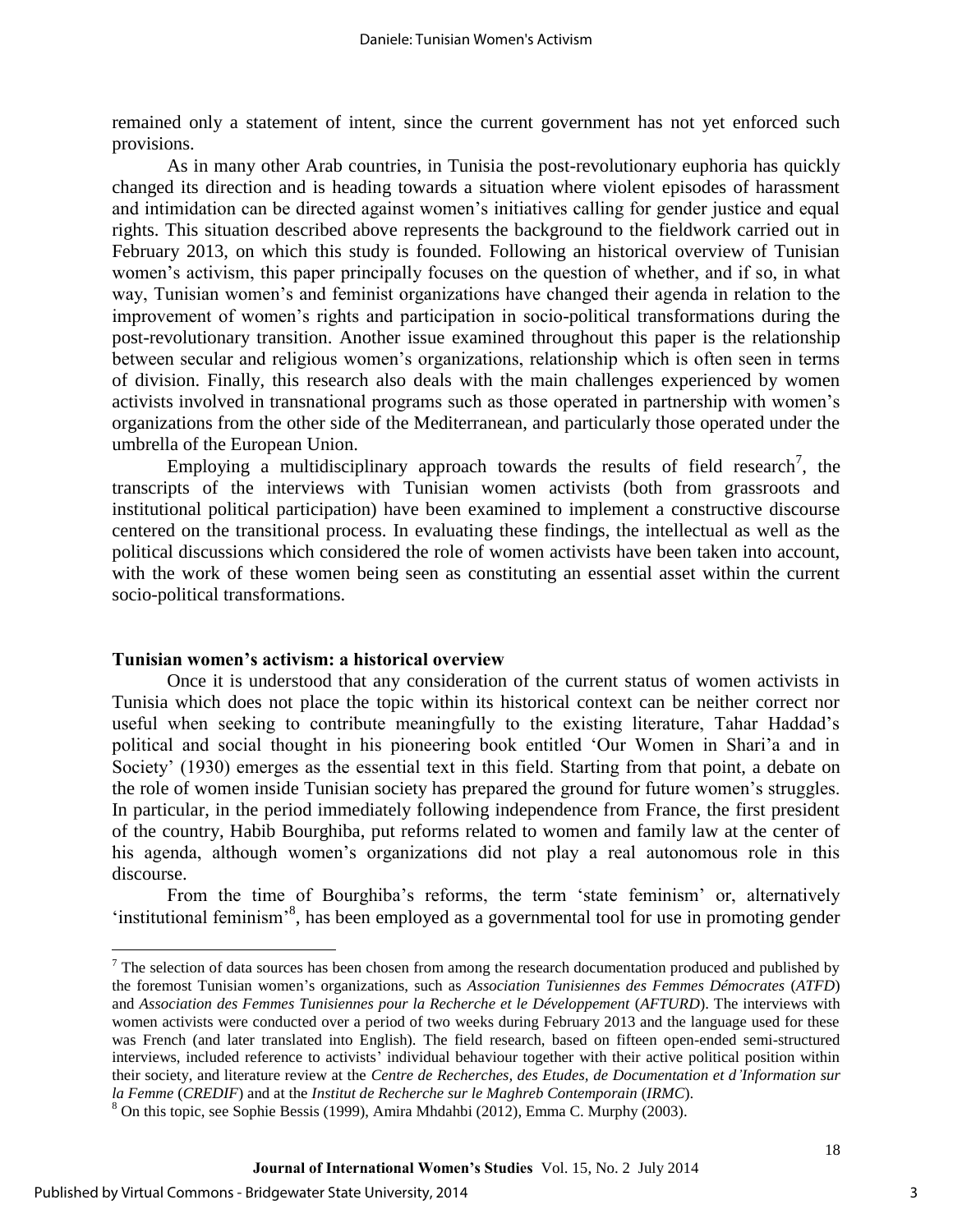remained only a statement of intent, since the current government has not yet enforced such provisions.

As in many other Arab countries, in Tunisia the post-revolutionary euphoria has quickly changed its direction and is heading towards a situation where violent episodes of harassment and intimidation can be directed against women's initiatives calling for gender justice and equal rights. This situation described above represents the background to the fieldwork carried out in February 2013, on which this study is founded. Following an historical overview of Tunisian women's activism, this paper principally focuses on the question of whether, and if so, in what way, Tunisian women's and feminist organizations have changed their agenda in relation to the improvement of women's rights and participation in socio-political transformations during the post-revolutionary transition. Another issue examined throughout this paper is the relationship between secular and religious women's organizations, relationship which is often seen in terms of division. Finally, this research also deals with the main challenges experienced by women activists involved in transnational programs such as those operated in partnership with women's organizations from the other side of the Mediterranean, and particularly those operated under the umbrella of the European Union.

Employing a multidisciplinary approach towards the results of field research[7], the transcripts of the interviews with Tunisian women activists (both from grassroots and institutional political participation) have been examined to implement a constructive discourse centered on the transitional process. In evaluating these findings, the intellectual as well as the political discussions which considered the role of women activists have been taken into account, with the work of these women being seen as constituting an essential asset within the current socio-political transformations.

## Tunisian women's activism: a historical overview

Once it is understood that any consideration of the current status of women activists in Tunisia which does not place the topic within its historical context can be neither correct nor useful when seeking to contribute meaningfully to the existing literature, Tahar Haddad's political and social thought in his pioneering book entitled 'Our Women in Shari'a and in Society' (1930) emerges as the essential text in this field. Starting from that point, a debate on the role of women inside Tunisian society has prepared the ground for future women's struggles. In particular, in the period immediately following independence from France, the first president of the country, Habib Bourghiba, put reforms related to women and family law at the center of his agenda, although women's organizations did not play a real autonomous role in this discourse.

From the time of Bourghiba's reforms, the term 'state feminism' or, alternatively 'institutional feminism'[8], has been employed as a governmental tool for use in promoting gender

---

[7] The selection of data sources has been chosen from among the research documentation produced and published by the foremost Tunisian women's organizations, such as *Association Tunisiennes des Femmes Démocrates* (*ATFD*) and *Association des Femmes Tunisiennes pour la Recherche et le Développement* (*AFTURD*). The interviews with women activists were conducted over a period of two weeks during February 2013 and the language used for these was French (and later translated into English). The field research, based on fifteen open-ended semi-structured interviews, included reference to activists' individual behaviour together with their active political position within their society, and literature review at the *Centre de Recherches, des Etudes, de Documentation et d'Information sur la Femme* (*CREDIF*) and at the *Institut de Recherche sur le Maghreb Contemporain* (*IRMC*).

[8] On this topic, see Sophie Bessis (1999), Amira Mhdahbi (2012), Emma C. Murphy (2003).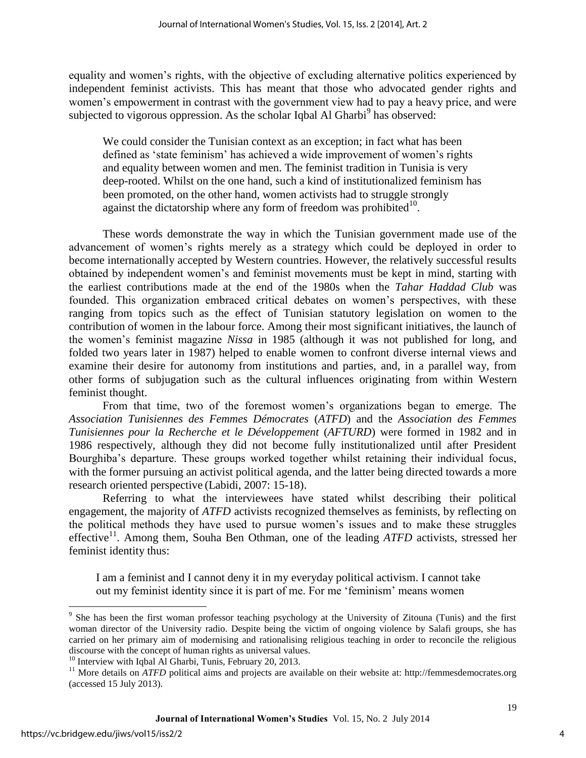equality and women's rights, with the objective of excluding alternative politics experienced by independent feminist activists. This has meant that those who advocated gender rights and women's empowerment in contrast with the government view had to pay a heavy price, and were subjected to vigorous oppression. As the scholar Iqbal Al Gharbi[9] has observed:

> We could consider the Tunisian context as an exception; in fact what has been defined as 'state feminism' has achieved a wide improvement of women's rights and equality between women and men. The feminist tradition in Tunisia is very deep-rooted. Whilst on the one hand, such a kind of institutionalized feminism has been promoted, on the other hand, women activists had to struggle strongly against the dictatorship where any form of freedom was prohibited[10].

These words demonstrate the way in which the Tunisian government made use of the advancement of women's rights merely as a strategy which could be deployed in order to become internationally accepted by Western countries. However, the relatively successful results obtained by independent women's and feminist movements must be kept in mind, starting with the earliest contributions made at the end of the 1980s when the *Tahar Haddad Club* was founded. This organization embraced critical debates on women's perspectives, with these ranging from topics such as the effect of Tunisian statutory legislation on women to the contribution of women in the labour force. Among their most significant initiatives, the launch of the women's feminist magazine *Nissa* in 1985 (although it was not published for long, and folded two years later in 1987) helped to enable women to confront diverse internal views and examine their desire for autonomy from institutions and parties, and, in a parallel way, from other forms of subjugation such as the cultural influences originating from within Western feminist thought.

From that time, two of the foremost women's organizations began to emerge. The *Association Tunisiennes des Femmes Démocrates* (*ATFD*) and the *Association des Femmes Tunisiennes pour la Recherche et le Développement* (*AFTURD*) were formed in 1982 and in 1986 respectively, although they did not become fully institutionalized until after President Bourghiba's departure. These groups worked together whilst retaining their individual focus, with the former pursuing an activist political agenda, and the latter being directed towards a more research oriented perspective (Labidi, 2007: 15-18).

Referring to what the interviewees have stated whilst describing their political engagement, the majority of *ATFD* activists recognized themselves as feminists, by reflecting on the political methods they have used to pursue women's issues and to make these struggles effective[11]. Among them, Souha Ben Othman, one of the leading *ATFD* activists, stressed her feminist identity thus:

> I am a feminist and I cannot deny it in my everyday political activism. I cannot take out my feminist identity since it is part of me. For me 'feminism' means women

---

[9] She has been the first woman professor teaching psychology at the University of Zitouna (Tunis) and the first woman director of the University radio. Despite being the victim of ongoing violence by Salafi groups, she has carried on her primary aim of modernising and rationalising religious teaching in order to reconcile the religious discourse with the concept of human rights as universal values.

[10] Interview with Iqbal Al Gharbi, Tunis, February 20, 2013.

[11] More details on *ATFD* political aims and projects are available on their website at: http://femmesdemocrates.org (accessed 15 July 2013).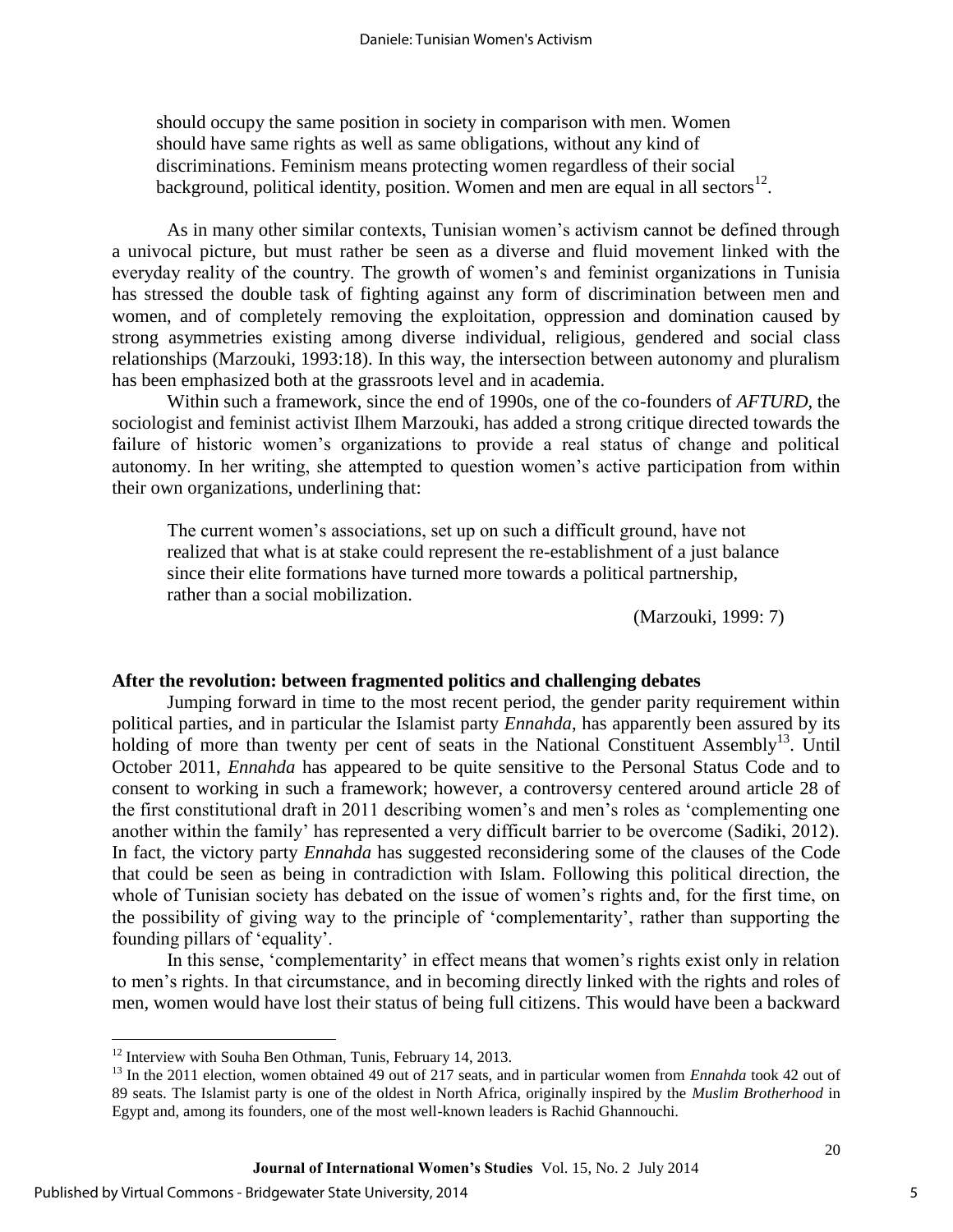> should occupy the same position in society in comparison with men. Women should have same rights as well as same obligations, without any kind of discriminations. Feminism means protecting women regardless of their social background, political identity, position. Women and men are equal in all sectors[12].

As in many other similar contexts, Tunisian women's activism cannot be defined through a univocal picture, but must rather be seen as a diverse and fluid movement linked with the everyday reality of the country. The growth of women's and feminist organizations in Tunisia has stressed the double task of fighting against any form of discrimination between men and women, and of completely removing the exploitation, oppression and domination caused by strong asymmetries existing among diverse individual, religious, gendered and social class relationships (Marzouki, 1993:18). In this way, the intersection between autonomy and pluralism has been emphasized both at the grassroots level and in academia.

Within such a framework, since the end of 1990s, one of the co-founders of *AFTURD*, the sociologist and feminist activist Ilhem Marzouki, has added a strong critique directed towards the failure of historic women's organizations to provide a real status of change and political autonomy. In her writing, she attempted to question women's active participation from within their own organizations, underlining that:

> The current women's associations, set up on such a difficult ground, have not realized that what is at stake could represent the re-establishment of a just balance since their elite formations have turned more towards a political partnership, rather than a social mobilization.
>
> (Marzouki, 1999: 7)

## After the revolution: between fragmented politics and challenging debates

Jumping forward in time to the most recent period, the gender parity requirement within political parties, and in particular the Islamist party *Ennahda*, has apparently been assured by its holding of more than twenty per cent of seats in the National Constituent Assembly[13]. Until October 2011, *Ennahda* has appeared to be quite sensitive to the Personal Status Code and to consent to working in such a framework; however, a controversy centered around article 28 of the first constitutional draft in 2011 describing women's and men's roles as 'complementing one another within the family' has represented a very difficult barrier to be overcome (Sadiki, 2012). In fact, the victory party *Ennahda* has suggested reconsidering some of the clauses of the Code that could be seen as being in contradiction with Islam. Following this political direction, the whole of Tunisian society has debated on the issue of women's rights and, for the first time, on the possibility of giving way to the principle of 'complementarity', rather than supporting the founding pillars of 'equality'.

In this sense, 'complementarity' in effect means that women's rights exist only in relation to men's rights. In that circumstance, and in becoming directly linked with the rights and roles of men, women would have lost their status of being full citizens. This would have been a backward

---

[12] Interview with Souha Ben Othman, Tunis, February 14, 2013.

[13] In the 2011 election, women obtained 49 out of 217 seats, and in particular women from *Ennahda* took 42 out of 89 seats. The Islamist party is one of the oldest in North Africa, originally inspired by the *Muslim Brotherhood* in Egypt and, among its founders, one of the most well-known leaders is Rachid Ghannouchi.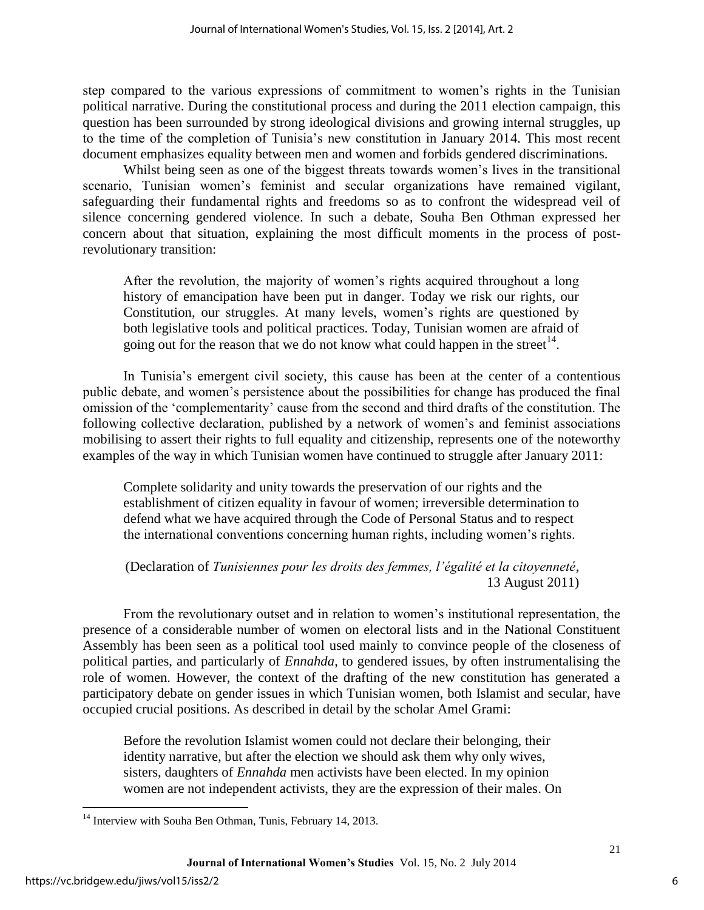step compared to the various expressions of commitment to women's rights in the Tunisian political narrative. During the constitutional process and during the 2011 election campaign, this question has been surrounded by strong ideological divisions and growing internal struggles, up to the time of the completion of Tunisia's new constitution in January 2014. This most recent document emphasizes equality between men and women and forbids gendered discriminations.

Whilst being seen as one of the biggest threats towards women's lives in the transitional scenario, Tunisian women's feminist and secular organizations have remained vigilant, safeguarding their fundamental rights and freedoms so as to confront the widespread veil of silence concerning gendered violence. In such a debate, Souha Ben Othman expressed her concern about that situation, explaining the most difficult moments in the process of post-revolutionary transition:

> After the revolution, the majority of women's rights acquired throughout a long history of emancipation have been put in danger. Today we risk our rights, our Constitution, our struggles. At many levels, women's rights are questioned by both legislative tools and political practices. Today, Tunisian women are afraid of going out for the reason that we do not know what could happen in the street[14].

In Tunisia's emergent civil society, this cause has been at the center of a contentious public debate, and women's persistence about the possibilities for change has produced the final omission of the 'complementarity' cause from the second and third drafts of the constitution. The following collective declaration, published by a network of women's and feminist associations mobilising to assert their rights to full equality and citizenship, represents one of the noteworthy examples of the way in which Tunisian women have continued to struggle after January 2011:

> Complete solidarity and unity towards the preservation of our rights and the establishment of citizen equality in favour of women; irreversible determination to defend what we have acquired through the Code of Personal Status and to respect the international conventions concerning human rights, including women's rights.
>
> (Declaration of *Tunisiennes pour les droits des femmes, l'égalité et la citoyenneté*, 13 August 2011)

From the revolutionary outset and in relation to women's institutional representation, the presence of a considerable number of women on electoral lists and in the National Constituent Assembly has been seen as a political tool used mainly to convince people of the closeness of political parties, and particularly of *Ennahda*, to gendered issues, by often instrumentalising the role of women. However, the context of the drafting of the new constitution has generated a participatory debate on gender issues in which Tunisian women, both Islamist and secular, have occupied crucial positions. As described in detail by the scholar Amel Grami:

> Before the revolution Islamist women could not declare their belonging, their identity narrative, but after the election we should ask them why only wives, sisters, daughters of *Ennahda* men activists have been elected. In my opinion women are not independent activists, they are the expression of their males. On

[14] Interview with Souha Ben Othman, Tunis, February 14, 2013.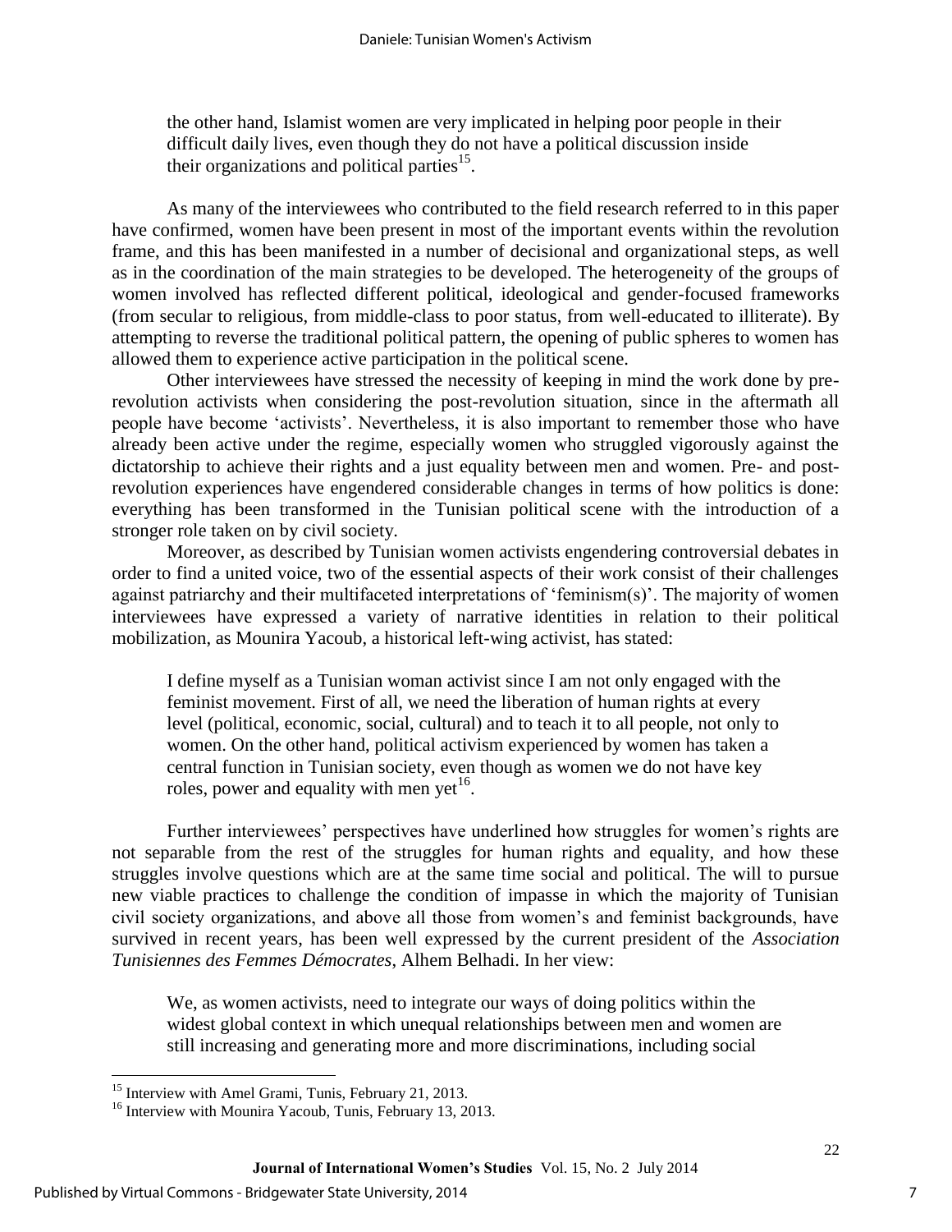> the other hand, Islamist women are very implicated in helping poor people in their difficult daily lives, even though they do not have a political discussion inside their organizations and political parties[15].

As many of the interviewees who contributed to the field research referred to in this paper have confirmed, women have been present in most of the important events within the revolution frame, and this has been manifested in a number of decisional and organizational steps, as well as in the coordination of the main strategies to be developed. The heterogeneity of the groups of women involved has reflected different political, ideological and gender-focused frameworks (from secular to religious, from middle-class to poor status, from well-educated to illiterate). By attempting to reverse the traditional political pattern, the opening of public spheres to women has allowed them to experience active participation in the political scene.

Other interviewees have stressed the necessity of keeping in mind the work done by pre-revolution activists when considering the post-revolution situation, since in the aftermath all people have become 'activists'. Nevertheless, it is also important to remember those who have already been active under the regime, especially women who struggled vigorously against the dictatorship to achieve their rights and a just equality between men and women. Pre- and post-revolution experiences have engendered considerable changes in terms of how politics is done: everything has been transformed in the Tunisian political scene with the introduction of a stronger role taken on by civil society.

Moreover, as described by Tunisian women activists engendering controversial debates in order to find a united voice, two of the essential aspects of their work consist of their challenges against patriarchy and their multifaceted interpretations of 'feminism(s)'. The majority of women interviewees have expressed a variety of narrative identities in relation to their political mobilization, as Mounira Yacoub, a historical left-wing activist, has stated:

> I define myself as a Tunisian woman activist since I am not only engaged with the feminist movement. First of all, we need the liberation of human rights at every level (political, economic, social, cultural) and to teach it to all people, not only to women. On the other hand, political activism experienced by women has taken a central function in Tunisian society, even though as women we do not have key roles, power and equality with men yet[16].

Further interviewees' perspectives have underlined how struggles for women's rights are not separable from the rest of the struggles for human rights and equality, and how these struggles involve questions which are at the same time social and political. The will to pursue new viable practices to challenge the condition of impasse in which the majority of Tunisian civil society organizations, and above all those from women's and feminist backgrounds, have survived in recent years, has been well expressed by the current president of the *Association Tunisiennes des Femmes Démocrates*, Alhem Belhadi. In her view:

> We, as women activists, need to integrate our ways of doing politics within the widest global context in which unequal relationships between men and women are still increasing and generating more and more discriminations, including social

---

[15] Interview with Amel Grami, Tunis, February 21, 2013.

[16] Interview with Mounira Yacoub, Tunis, February 13, 2013.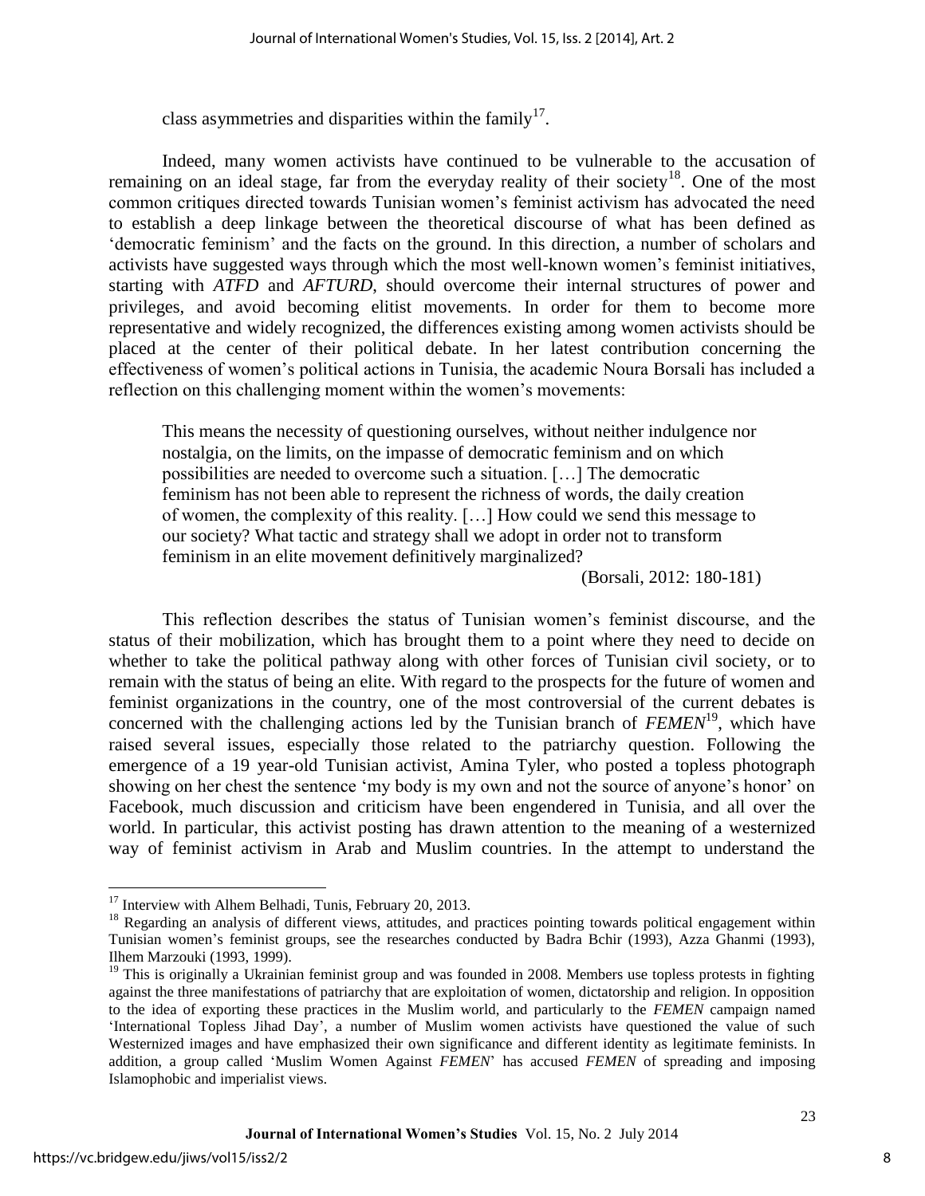class asymmetries and disparities within the family[17].

Indeed, many women activists have continued to be vulnerable to the accusation of remaining on an ideal stage, far from the everyday reality of their society[18]. One of the most common critiques directed towards Tunisian women's feminist activism has advocated the need to establish a deep linkage between the theoretical discourse of what has been defined as 'democratic feminism' and the facts on the ground. In this direction, a number of scholars and activists have suggested ways through which the most well-known women's feminist initiatives, starting with *ATFD* and *AFTURD*, should overcome their internal structures of power and privileges, and avoid becoming elitist movements. In order for them to become more representative and widely recognized, the differences existing among women activists should be placed at the center of their political debate. In her latest contribution concerning the effectiveness of women's political actions in Tunisia, the academic Noura Borsali has included a reflection on this challenging moment within the women's movements:

> This means the necessity of questioning ourselves, without neither indulgence nor nostalgia, on the limits, on the impasse of democratic feminism and on which possibilities are needed to overcome such a situation. […] The democratic feminism has not been able to represent the richness of words, the daily creation of women, the complexity of this reality. […] How could we send this message to our society? What tactic and strategy shall we adopt in order not to transform feminism in an elite movement definitively marginalized?
>
> (Borsali, 2012: 180-181)

This reflection describes the status of Tunisian women's feminist discourse, and the status of their mobilization, which has brought them to a point where they need to decide on whether to take the political pathway along with other forces of Tunisian civil society, or to remain with the status of being an elite. With regard to the prospects for the future of women and feminist organizations in the country, one of the most controversial of the current debates is concerned with the challenging actions led by the Tunisian branch of *FEMEN*[19], which have raised several issues, especially those related to the patriarchy question. Following the emergence of a 19 year-old Tunisian activist, Amina Tyler, who posted a topless photograph showing on her chest the sentence 'my body is my own and not the source of anyone's honor' on Facebook, much discussion and criticism have been engendered in Tunisia, and all over the world. In particular, this activist posting has drawn attention to the meaning of a westernized way of feminist activism in Arab and Muslim countries. In the attempt to understand the

---

[17] Interview with Alhem Belhadi, Tunis, February 20, 2013.

[18] Regarding an analysis of different views, attitudes, and practices pointing towards political engagement within Tunisian women's feminist groups, see the researches conducted by Badra Bchir (1993), Azza Ghanmi (1993), Ilhem Marzouki (1993, 1999).

[19] This is originally a Ukrainian feminist group and was founded in 2008. Members use topless protests in fighting against the three manifestations of patriarchy that are exploitation of women, dictatorship and religion. In opposition to the idea of exporting these practices in the Muslim world, and particularly to the *FEMEN* campaign named 'International Topless Jihad Day', a number of Muslim women activists have questioned the value of such Westernized images and have emphasized their own significance and different identity as legitimate feminists. In addition, a group called 'Muslim Women Against *FEMEN*' has accused *FEMEN* of spreading and imposing Islamophobic and imperialist views.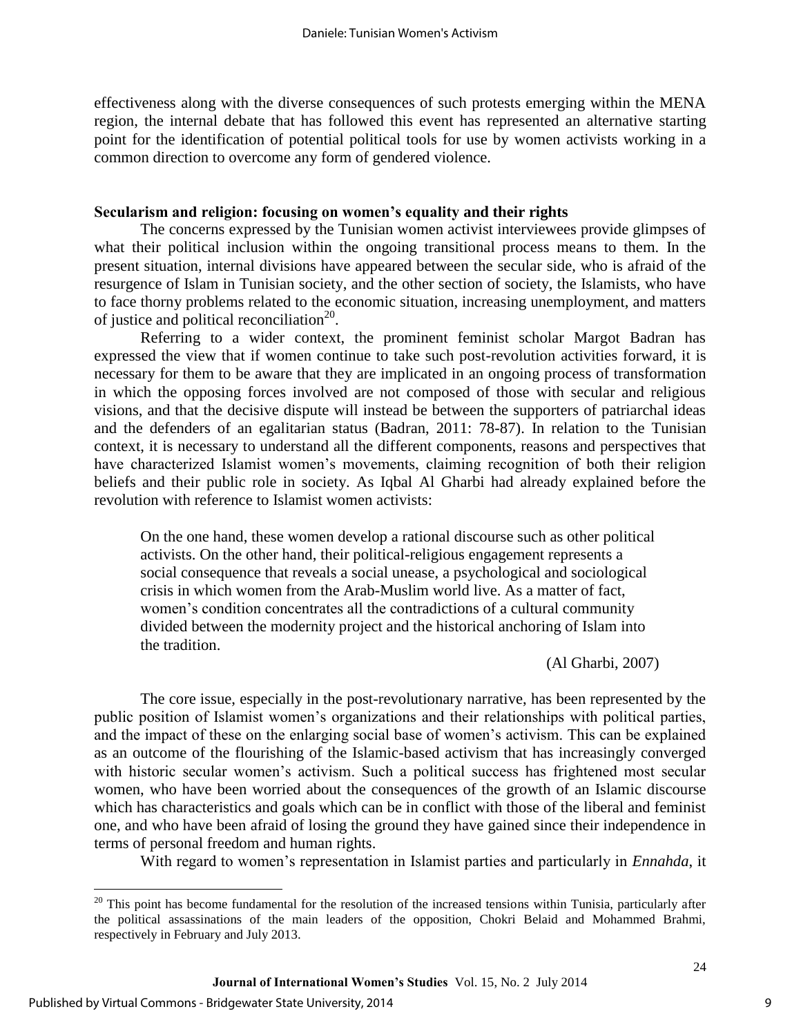effectiveness along with the diverse consequences of such protests emerging within the MENA region, the internal debate that has followed this event has represented an alternative starting point for the identification of potential political tools for use by women activists working in a common direction to overcome any form of gendered violence.

**Secularism and religion: focusing on women's equality and their rights**

The concerns expressed by the Tunisian women activist interviewees provide glimpses of what their political inclusion within the ongoing transitional process means to them. In the present situation, internal divisions have appeared between the secular side, who is afraid of the resurgence of Islam in Tunisian society, and the other section of society, the Islamists, who have to face thorny problems related to the economic situation, increasing unemployment, and matters of justice and political reconciliation[20].

Referring to a wider context, the prominent feminist scholar Margot Badran has expressed the view that if women continue to take such post-revolution activities forward, it is necessary for them to be aware that they are implicated in an ongoing process of transformation in which the opposing forces involved are not composed of those with secular and religious visions, and that the decisive dispute will instead be between the supporters of patriarchal ideas and the defenders of an egalitarian status (Badran, 2011: 78-87). In relation to the Tunisian context, it is necessary to understand all the different components, reasons and perspectives that have characterized Islamist women's movements, claiming recognition of both their religion beliefs and their public role in society. As Iqbal Al Gharbi had already explained before the revolution with reference to Islamist women activists:

> On the one hand, these women develop a rational discourse such as other political activists. On the other hand, their political-religious engagement represents a social consequence that reveals a social unease, a psychological and sociological crisis in which women from the Arab-Muslim world live. As a matter of fact, women's condition concentrates all the contradictions of a cultural community divided between the modernity project and the historical anchoring of Islam into the tradition.
>
> (Al Gharbi, 2007)

The core issue, especially in the post-revolutionary narrative, has been represented by the public position of Islamist women's organizations and their relationships with political parties, and the impact of these on the enlarging social base of women's activism. This can be explained as an outcome of the flourishing of the Islamic-based activism that has increasingly converged with historic secular women's activism. Such a political success has frightened most secular women, who have been worried about the consequences of the growth of an Islamic discourse which has characteristics and goals which can be in conflict with those of the liberal and feminist one, and who have been afraid of losing the ground they have gained since their independence in terms of personal freedom and human rights.

With regard to women's representation in Islamist parties and particularly in *Ennahda*, it

[20] This point has become fundamental for the resolution of the increased tensions within Tunisia, particularly after the political assassinations of the main leaders of the opposition, Chokri Belaid and Mohammed Brahmi, respectively in February and July 2013.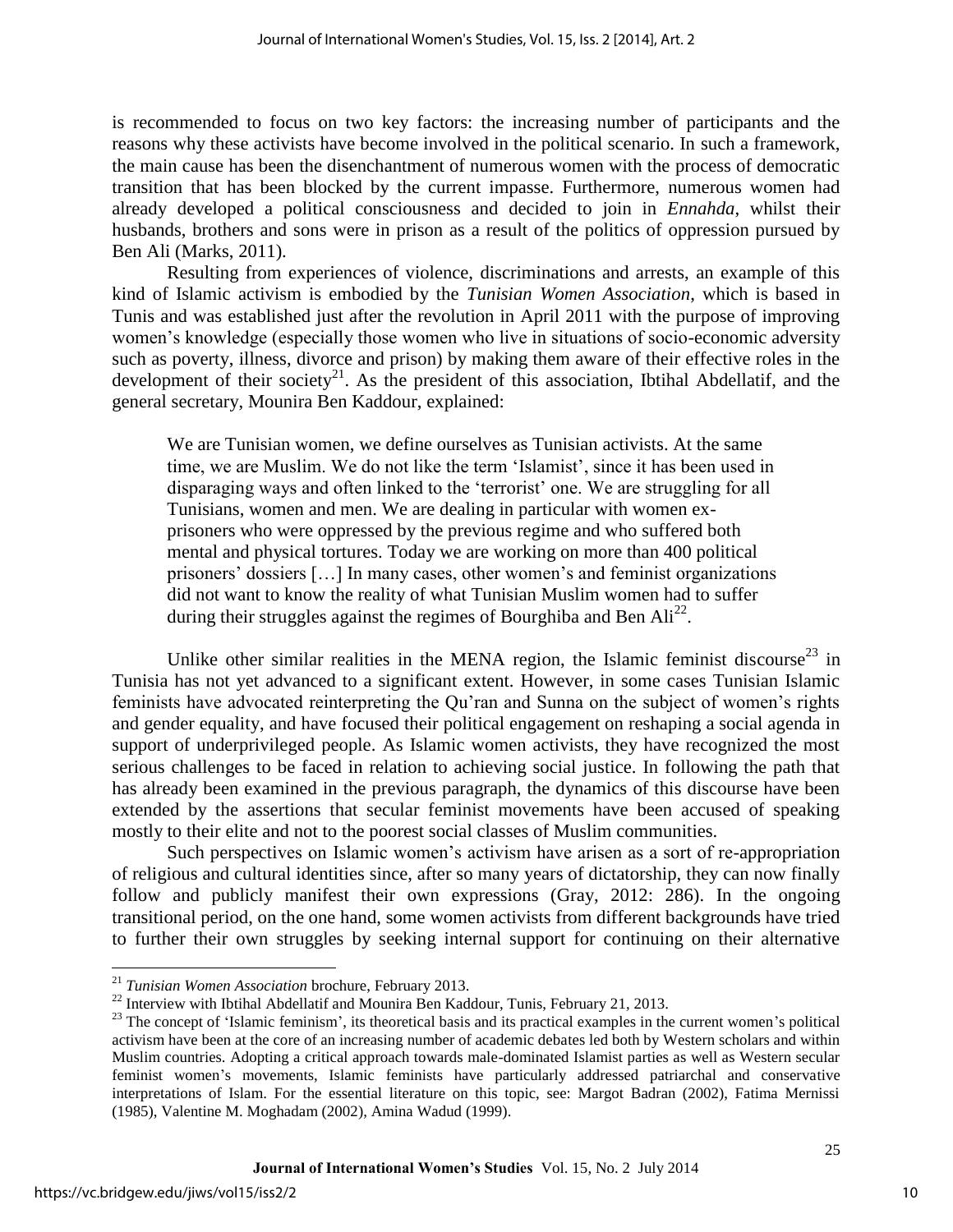is recommended to focus on two key factors: the increasing number of participants and the reasons why these activists have become involved in the political scenario. In such a framework, the main cause has been the disenchantment of numerous women with the process of democratic transition that has been blocked by the current impasse. Furthermore, numerous women had already developed a political consciousness and decided to join in *Ennahda*, whilst their husbands, brothers and sons were in prison as a result of the politics of oppression pursued by Ben Ali (Marks, 2011).

Resulting from experiences of violence, discriminations and arrests, an example of this kind of Islamic activism is embodied by the *Tunisian Women Association*, which is based in Tunis and was established just after the revolution in April 2011 with the purpose of improving women's knowledge (especially those women who live in situations of socio-economic adversity such as poverty, illness, divorce and prison) by making them aware of their effective roles in the development of their society[21]. As the president of this association, Ibtihal Abdellatif, and the general secretary, Mounira Ben Kaddour, explained:

> We are Tunisian women, we define ourselves as Tunisian activists. At the same time, we are Muslim. We do not like the term 'Islamist', since it has been used in disparaging ways and often linked to the 'terrorist' one. We are struggling for all Tunisians, women and men. We are dealing in particular with women ex-prisoners who were oppressed by the previous regime and who suffered both mental and physical tortures. Today we are working on more than 400 political prisoners' dossiers […] In many cases, other women's and feminist organizations did not want to know the reality of what Tunisian Muslim women had to suffer during their struggles against the regimes of Bourghiba and Ben Ali[22].

Unlike other similar realities in the MENA region, the Islamic feminist discourse[23] in Tunisia has not yet advanced to a significant extent. However, in some cases Tunisian Islamic feminists have advocated reinterpreting the Qu'ran and Sunna on the subject of women's rights and gender equality, and have focused their political engagement on reshaping a social agenda in support of underprivileged people. As Islamic women activists, they have recognized the most serious challenges to be faced in relation to achieving social justice. In following the path that has already been examined in the previous paragraph, the dynamics of this discourse have been extended by the assertions that secular feminist movements have been accused of speaking mostly to their elite and not to the poorest social classes of Muslim communities.

Such perspectives on Islamic women's activism have arisen as a sort of re-appropriation of religious and cultural identities since, after so many years of dictatorship, they can now finally follow and publicly manifest their own expressions (Gray, 2012: 286). In the ongoing transitional period, on the one hand, some women activists from different backgrounds have tried to further their own struggles by seeking internal support for continuing on their alternative

---

[21] *Tunisian Women Association* brochure, February 2013.

[22] Interview with Ibtihal Abdellatif and Mounira Ben Kaddour, Tunis, February 21, 2013.

[23] The concept of 'Islamic feminism', its theoretical basis and its practical examples in the current women's political activism have been at the core of an increasing number of academic debates led both by Western scholars and within Muslim countries. Adopting a critical approach towards male-dominated Islamist parties as well as Western secular feminist women's movements, Islamic feminists have particularly addressed patriarchal and conservative interpretations of Islam. For the essential literature on this topic, see: Margot Badran (2002), Fatima Mernissi (1985), Valentine M. Moghadam (2002), Amina Wadud (1999).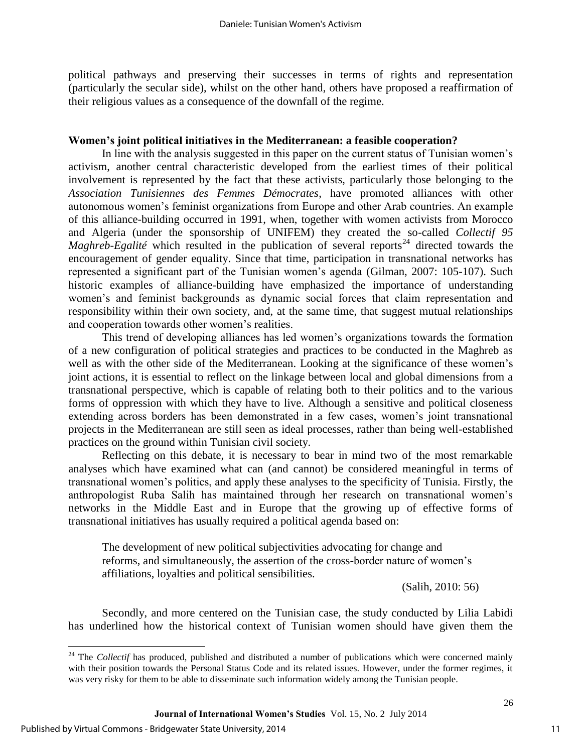political pathways and preserving their successes in terms of rights and representation (particularly the secular side), whilst on the other hand, others have proposed a reaffirmation of their religious values as a consequence of the downfall of the regime.

**Women's joint political initiatives in the Mediterranean: a feasible cooperation?**

In line with the analysis suggested in this paper on the current status of Tunisian women's activism, another central characteristic developed from the earliest times of their political involvement is represented by the fact that these activists, particularly those belonging to the *Association Tunisiennes des Femmes Démocrates*, have promoted alliances with other autonomous women's feminist organizations from Europe and other Arab countries. An example of this alliance-building occurred in 1991, when, together with women activists from Morocco and Algeria (under the sponsorship of UNIFEM) they created the so-called *Collectif 95 Maghreb-Egalité* which resulted in the publication of several reports[24] directed towards the encouragement of gender equality. Since that time, participation in transnational networks has represented a significant part of the Tunisian women's agenda (Gilman, 2007: 105-107). Such historic examples of alliance-building have emphasized the importance of understanding women's and feminist backgrounds as dynamic social forces that claim representation and responsibility within their own society, and, at the same time, that suggest mutual relationships and cooperation towards other women's realities.

This trend of developing alliances has led women's organizations towards the formation of a new configuration of political strategies and practices to be conducted in the Maghreb as well as with the other side of the Mediterranean. Looking at the significance of these women's joint actions, it is essential to reflect on the linkage between local and global dimensions from a transnational perspective, which is capable of relating both to their politics and to the various forms of oppression with which they have to live. Although a sensitive and political closeness extending across borders has been demonstrated in a few cases, women's joint transnational projects in the Mediterranean are still seen as ideal processes, rather than being well-established practices on the ground within Tunisian civil society.

Reflecting on this debate, it is necessary to bear in mind two of the most remarkable analyses which have examined what can (and cannot) be considered meaningful in terms of transnational women's politics, and apply these analyses to the specificity of Tunisia. Firstly, the anthropologist Ruba Salih has maintained through her research on transnational women's networks in the Middle East and in Europe that the growing up of effective forms of transnational initiatives has usually required a political agenda based on:

> The development of new political subjectivities advocating for change and reforms, and simultaneously, the assertion of the cross-border nature of women's affiliations, loyalties and political sensibilities.
>
> (Salih, 2010: 56)

Secondly, and more centered on the Tunisian case, the study conducted by Lilia Labidi has underlined how the historical context of Tunisian women should have given them the

[24] The *Collectif* has produced, published and distributed a number of publications which were concerned mainly with their position towards the Personal Status Code and its related issues. However, under the former regimes, it was very risky for them to be able to disseminate such information widely among the Tunisian people.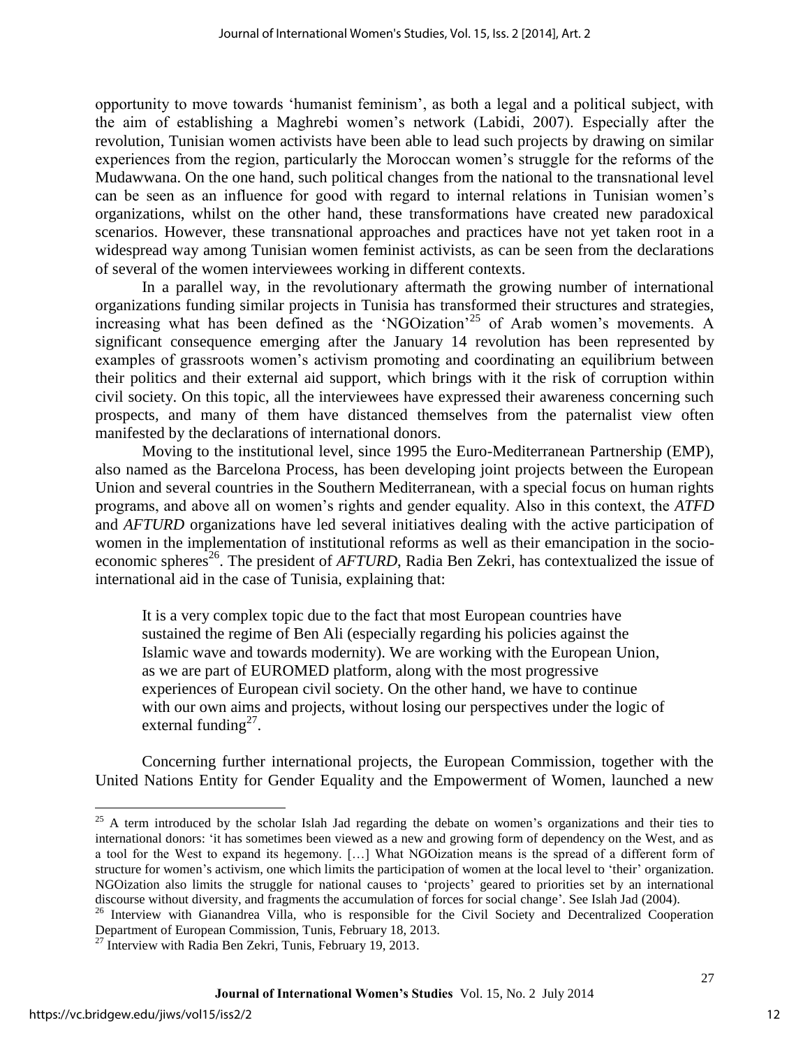opportunity to move towards 'humanist feminism', as both a legal and a political subject, with the aim of establishing a Maghrebi women's network (Labidi, 2007). Especially after the revolution, Tunisian women activists have been able to lead such projects by drawing on similar experiences from the region, particularly the Moroccan women's struggle for the reforms of the Mudawwana. On the one hand, such political changes from the national to the transnational level can be seen as an influence for good with regard to internal relations in Tunisian women's organizations, whilst on the other hand, these transformations have created new paradoxical scenarios. However, these transnational approaches and practices have not yet taken root in a widespread way among Tunisian women feminist activists, as can be seen from the declarations of several of the women interviewees working in different contexts.

In a parallel way, in the revolutionary aftermath the growing number of international organizations funding similar projects in Tunisia has transformed their structures and strategies, increasing what has been defined as the 'NGOization'[25] of Arab women's movements. A significant consequence emerging after the January 14 revolution has been represented by examples of grassroots women's activism promoting and coordinating an equilibrium between their politics and their external aid support, which brings with it the risk of corruption within civil society. On this topic, all the interviewees have expressed their awareness concerning such prospects, and many of them have distanced themselves from the paternalist view often manifested by the declarations of international donors.

Moving to the institutional level, since 1995 the Euro-Mediterranean Partnership (EMP), also named as the Barcelona Process, has been developing joint projects between the European Union and several countries in the Southern Mediterranean, with a special focus on human rights programs, and above all on women's rights and gender equality. Also in this context, the *ATFD* and *AFTURD* organizations have led several initiatives dealing with the active participation of women in the implementation of institutional reforms as well as their emancipation in the socio-economic spheres[26]. The president of *AFTURD*, Radia Ben Zekri, has contextualized the issue of international aid in the case of Tunisia, explaining that:

> It is a very complex topic due to the fact that most European countries have sustained the regime of Ben Ali (especially regarding his policies against the Islamic wave and towards modernity). We are working with the European Union, as we are part of EUROMED platform, along with the most progressive experiences of European civil society. On the other hand, we have to continue with our own aims and projects, without losing our perspectives under the logic of external funding[27].

Concerning further international projects, the European Commission, together with the United Nations Entity for Gender Equality and the Empowerment of Women, launched a new

---

[25] A term introduced by the scholar Islah Jad regarding the debate on women's organizations and their ties to international donors: 'it has sometimes been viewed as a new and growing form of dependency on the West, and as a tool for the West to expand its hegemony. […] What NGOization means is the spread of a different form of structure for women's activism, one which limits the participation of women at the local level to 'their' organization. NGOization also limits the struggle for national causes to 'projects' geared to priorities set by an international discourse without diversity, and fragments the accumulation of forces for social change'. See Islah Jad (2004).

[26] Interview with Gianandrea Villa, who is responsible for the Civil Society and Decentralized Cooperation Department of European Commission, Tunis, February 18, 2013.

[27] Interview with Radia Ben Zekri, Tunis, February 19, 2013.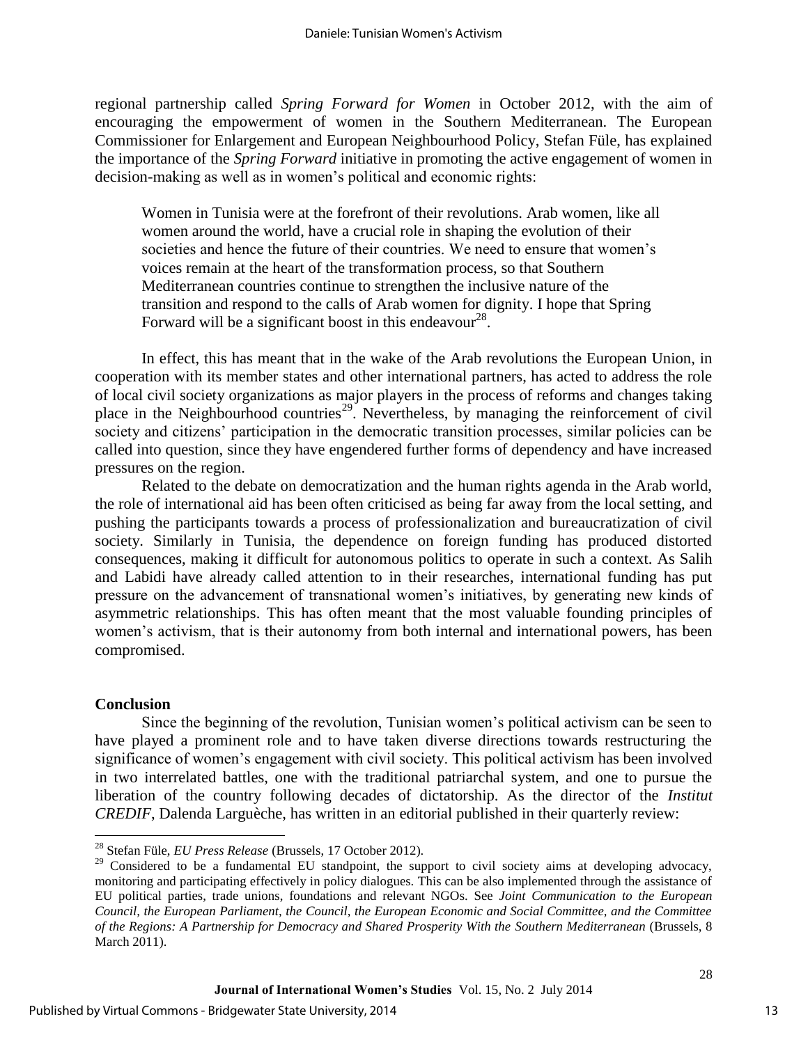regional partnership called *Spring Forward for Women* in October 2012, with the aim of encouraging the empowerment of women in the Southern Mediterranean. The European Commissioner for Enlargement and European Neighbourhood Policy, Stefan Füle, has explained the importance of the *Spring Forward* initiative in promoting the active engagement of women in decision-making as well as in women's political and economic rights:

> Women in Tunisia were at the forefront of their revolutions. Arab women, like all women around the world, have a crucial role in shaping the evolution of their societies and hence the future of their countries. We need to ensure that women's voices remain at the heart of the transformation process, so that Southern Mediterranean countries continue to strengthen the inclusive nature of the transition and respond to the calls of Arab women for dignity. I hope that Spring Forward will be a significant boost in this endeavour[28].

In effect, this has meant that in the wake of the Arab revolutions the European Union, in cooperation with its member states and other international partners, has acted to address the role of local civil society organizations as major players in the process of reforms and changes taking place in the Neighbourhood countries[29]. Nevertheless, by managing the reinforcement of civil society and citizens' participation in the democratic transition processes, similar policies can be called into question, since they have engendered further forms of dependency and have increased pressures on the region.

Related to the debate on democratization and the human rights agenda in the Arab world, the role of international aid has been often criticised as being far away from the local setting, and pushing the participants towards a process of professionalization and bureaucratization of civil society. Similarly in Tunisia, the dependence on foreign funding has produced distorted consequences, making it difficult for autonomous politics to operate in such a context. As Salih and Labidi have already called attention to in their researches, international funding has put pressure on the advancement of transnational women's initiatives, by generating new kinds of asymmetric relationships. This has often meant that the most valuable founding principles of women's activism, that is their autonomy from both internal and international powers, has been compromised.

## Conclusion

Since the beginning of the revolution, Tunisian women's political activism can be seen to have played a prominent role and to have taken diverse directions towards restructuring the significance of women's engagement with civil society. This political activism has been involved in two interrelated battles, one with the traditional patriarchal system, and one to pursue the liberation of the country following decades of dictatorship. As the director of the *Institut CREDIF*, Dalenda Larguèche, has written in an editorial published in their quarterly review:

---

[28] Stefan Füle, *EU Press Release* (Brussels, 17 October 2012).

[29] Considered to be a fundamental EU standpoint, the support to civil society aims at developing advocacy, monitoring and participating effectively in policy dialogues. This can be also implemented through the assistance of EU political parties, trade unions, foundations and relevant NGOs. See *Joint Communication to the European Council, the European Parliament, the Council, the European Economic and Social Committee, and the Committee of the Regions: A Partnership for Democracy and Shared Prosperity With the Southern Mediterranean* (Brussels, 8 March 2011).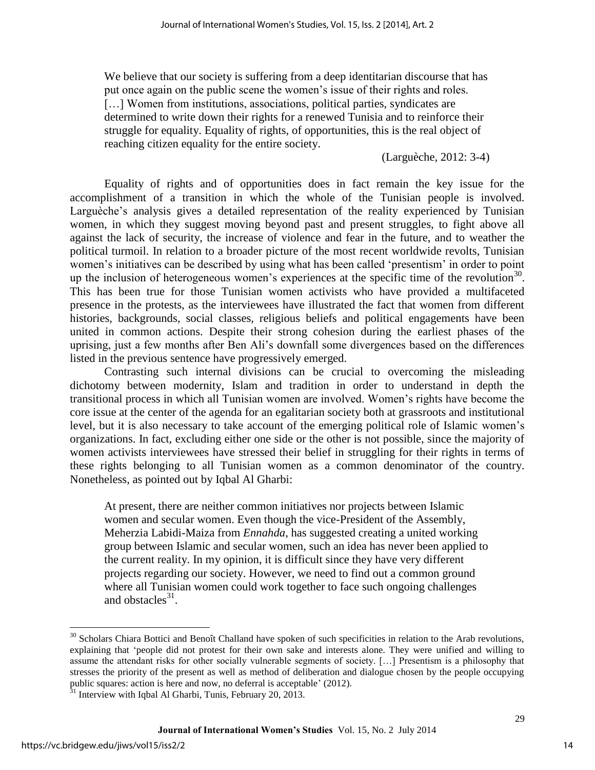> We believe that our society is suffering from a deep identitarian discourse that has put once again on the public scene the women's issue of their rights and roles. […] Women from institutions, associations, political parties, syndicates are determined to write down their rights for a renewed Tunisia and to reinforce their struggle for equality. Equality of rights, of opportunities, this is the real object of reaching citizen equality for the entire society.
>
> (Larguèche, 2012: 3-4)

Equality of rights and of opportunities does in fact remain the key issue for the accomplishment of a transition in which the whole of the Tunisian people is involved. Larguèche's analysis gives a detailed representation of the reality experienced by Tunisian women, in which they suggest moving beyond past and present struggles, to fight above all against the lack of security, the increase of violence and fear in the future, and to weather the political turmoil. In relation to a broader picture of the most recent worldwide revolts, Tunisian women's initiatives can be described by using what has been called 'presentism' in order to point up the inclusion of heterogeneous women's experiences at the specific time of the revolution[30]. This has been true for those Tunisian women activists who have provided a multifaceted presence in the protests, as the interviewees have illustrated the fact that women from different histories, backgrounds, social classes, religious beliefs and political engagements have been united in common actions. Despite their strong cohesion during the earliest phases of the uprising, just a few months after Ben Ali's downfall some divergences based on the differences listed in the previous sentence have progressively emerged.

Contrasting such internal divisions can be crucial to overcoming the misleading dichotomy between modernity, Islam and tradition in order to understand in depth the transitional process in which all Tunisian women are involved. Women's rights have become the core issue at the center of the agenda for an egalitarian society both at grassroots and institutional level, but it is also necessary to take account of the emerging political role of Islamic women's organizations. In fact, excluding either one side or the other is not possible, since the majority of women activists interviewees have stressed their belief in struggling for their rights in terms of these rights belonging to all Tunisian women as a common denominator of the country. Nonetheless, as pointed out by Iqbal Al Gharbi:

> At present, there are neither common initiatives nor projects between Islamic women and secular women. Even though the vice-President of the Assembly, Meherzia Labidi-Maiza from *Ennahda*, has suggested creating a united working group between Islamic and secular women, such an idea has never been applied to the current reality. In my opinion, it is difficult since they have very different projects regarding our society. However, we need to find out a common ground where all Tunisian women could work together to face such ongoing challenges and obstacles[31].

---

[30] Scholars Chiara Bottici and Benoît Challand have spoken of such specificities in relation to the Arab revolutions, explaining that 'people did not protest for their own sake and interests alone. They were unified and willing to assume the attendant risks for other socially vulnerable segments of society. […] Presentism is a philosophy that stresses the priority of the present as well as method of deliberation and dialogue chosen by the people occupying public squares: action is here and now, no deferral is acceptable' (2012).

[31] Interview with Iqbal Al Gharbi, Tunis, February 20, 2013.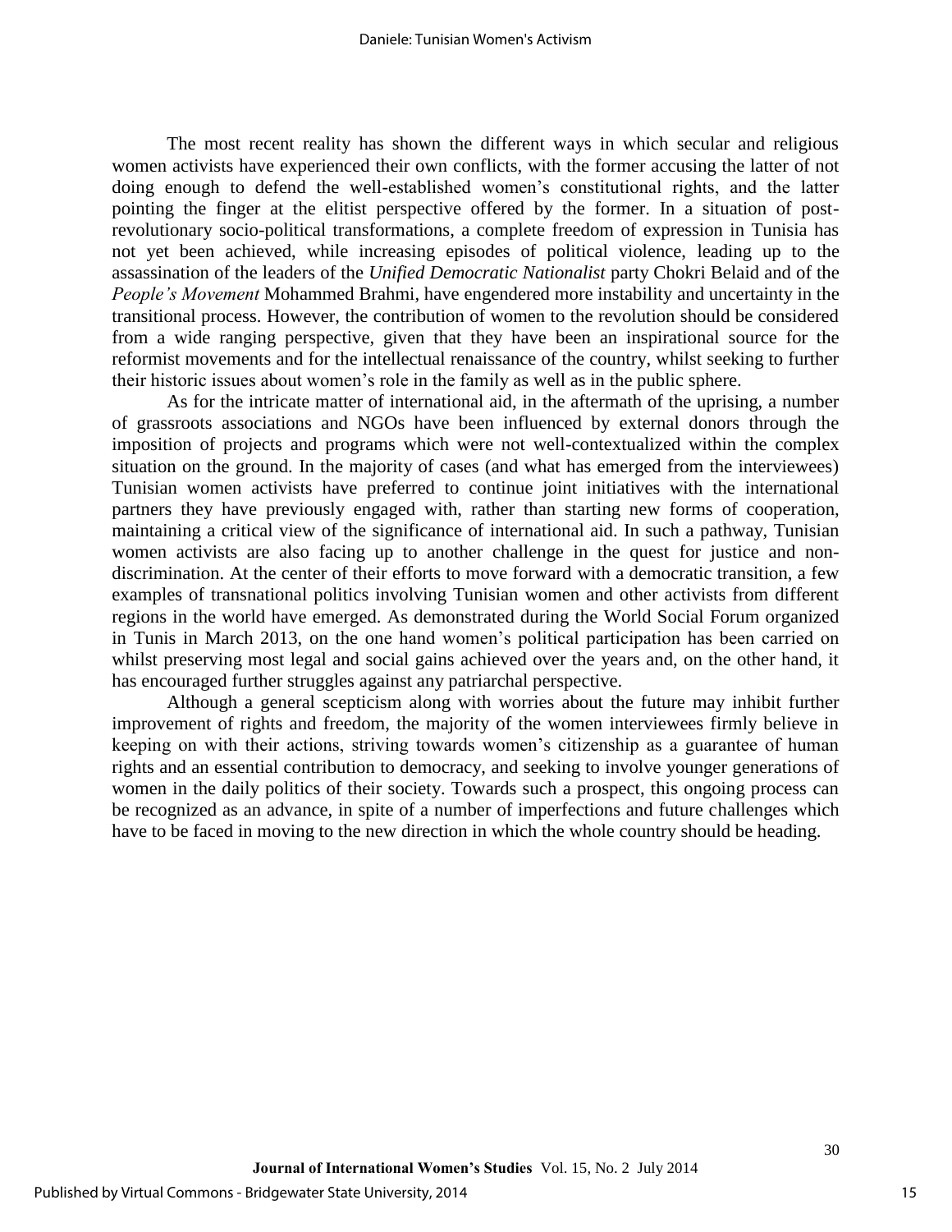The most recent reality has shown the different ways in which secular and religious women activists have experienced their own conflicts, with the former accusing the latter of not doing enough to defend the well-established women's constitutional rights, and the latter pointing the finger at the elitist perspective offered by the former. In a situation of post-revolutionary socio-political transformations, a complete freedom of expression in Tunisia has not yet been achieved, while increasing episodes of political violence, leading up to the assassination of the leaders of the *Unified Democratic Nationalist* party Chokri Belaid and of the *People's Movement* Mohammed Brahmi, have engendered more instability and uncertainty in the transitional process. However, the contribution of women to the revolution should be considered from a wide ranging perspective, given that they have been an inspirational source for the reformist movements and for the intellectual renaissance of the country, whilst seeking to further their historic issues about women's role in the family as well as in the public sphere.

As for the intricate matter of international aid, in the aftermath of the uprising, a number of grassroots associations and NGOs have been influenced by external donors through the imposition of projects and programs which were not well-contextualized within the complex situation on the ground. In the majority of cases (and what has emerged from the interviewees) Tunisian women activists have preferred to continue joint initiatives with the international partners they have previously engaged with, rather than starting new forms of cooperation, maintaining a critical view of the significance of international aid. In such a pathway, Tunisian women activists are also facing up to another challenge in the quest for justice and non-discrimination. At the center of their efforts to move forward with a democratic transition, a few examples of transnational politics involving Tunisian women and other activists from different regions in the world have emerged. As demonstrated during the World Social Forum organized in Tunis in March 2013, on the one hand women's political participation has been carried on whilst preserving most legal and social gains achieved over the years and, on the other hand, it has encouraged further struggles against any patriarchal perspective.

Although a general scepticism along with worries about the future may inhibit further improvement of rights and freedom, the majority of the women interviewees firmly believe in keeping on with their actions, striving towards women's citizenship as a guarantee of human rights and an essential contribution to democracy, and seeking to involve younger generations of women in the daily politics of their society. Towards such a prospect, this ongoing process can be recognized as an advance, in spite of a number of imperfections and future challenges which have to be faced in moving to the new direction in which the whole country should be heading.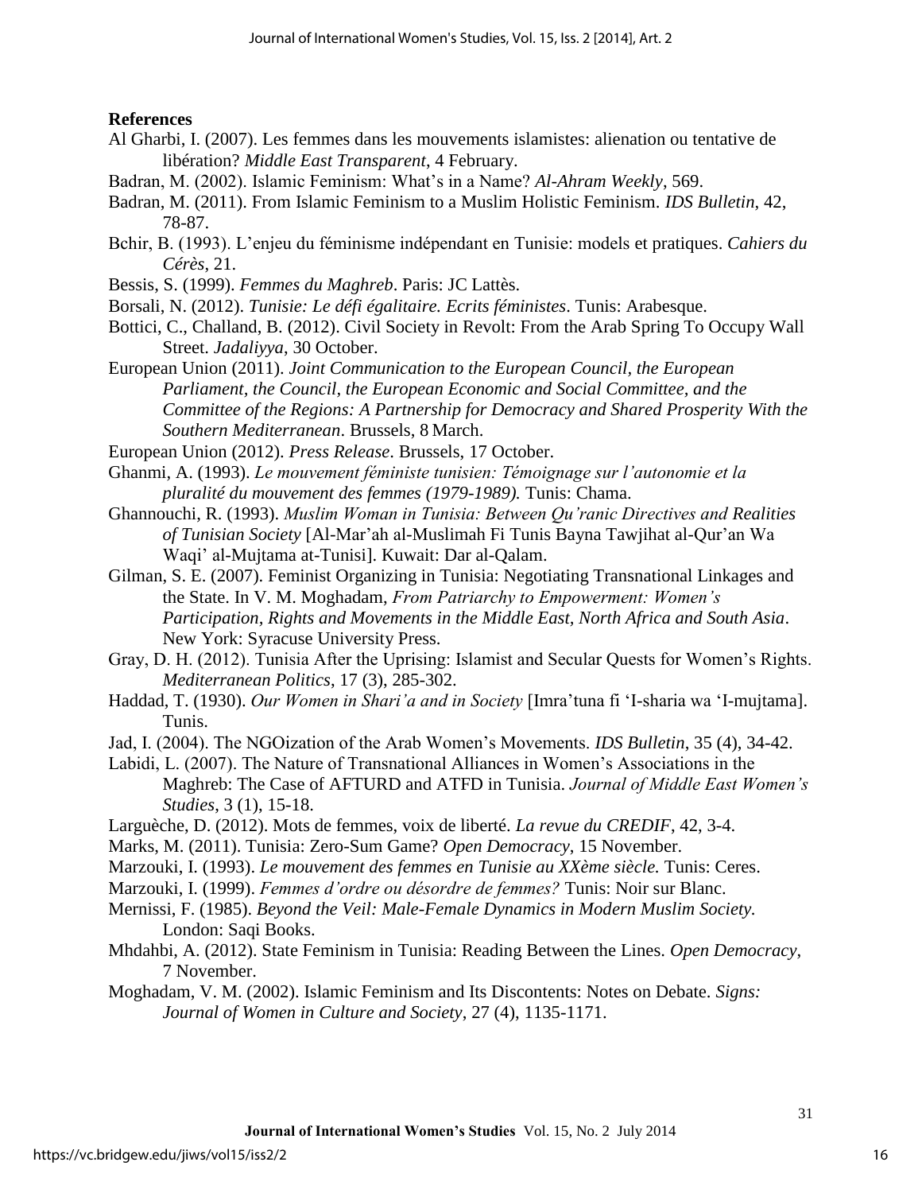**References**

Al Gharbi, I. (2007). Les femmes dans les mouvements islamistes: alienation ou tentative de libération? *Middle East Transparent*, 4 February.

Badran, M. (2002). Islamic Feminism: What's in a Name? *Al-Ahram Weekly*, 569.

Badran, M. (2011). From Islamic Feminism to a Muslim Holistic Feminism. *IDS Bulletin*, 42, 78-87.

Bchir, B. (1993). L'enjeu du féminisme indépendant en Tunisie: models et pratiques. *Cahiers du Cérès*, 21.

Bessis, S. (1999). *Femmes du Maghreb*. Paris: JC Lattès.

Borsali, N. (2012). *Tunisie: Le défi égalitaire. Ecrits féministes*. Tunis: Arabesque.

Bottici, C., Challand, B. (2012). Civil Society in Revolt: From the Arab Spring To Occupy Wall Street. *Jadaliyya*, 30 October.

European Union (2011). *Joint Communication to the European Council, the European Parliament, the Council, the European Economic and Social Committee, and the Committee of the Regions: A Partnership for Democracy and Shared Prosperity With the Southern Mediterranean*. Brussels, 8 March.

European Union (2012). *Press Release*. Brussels, 17 October.

Ghanmi, A. (1993). *Le mouvement féministe tunisien: Témoignage sur l'autonomie et la pluralité du mouvement des femmes (1979-1989).* Tunis: Chama.

Ghannouchi, R. (1993). *Muslim Woman in Tunisia: Between Qu'ranic Directives and Realities of Tunisian Society* [Al-Mar'ah al-Muslimah Fi Tunis Bayna Tawjihat al-Qur'an Wa Waqi' al-Mujtama at-Tunisi]. Kuwait: Dar al-Qalam.

Gilman, S. E. (2007). Feminist Organizing in Tunisia: Negotiating Transnational Linkages and the State. In V. M. Moghadam, *From Patriarchy to Empowerment: Women's Participation, Rights and Movements in the Middle East, North Africa and South Asia*. New York: Syracuse University Press.

Gray, D. H. (2012). Tunisia After the Uprising: Islamist and Secular Quests for Women's Rights. *Mediterranean Politics*, 17 (3), 285-302.

Haddad, T. (1930). *Our Women in Shari'a and in Society* [Imra'tuna fi 'I-sharia wa 'I-mujtama]. Tunis.

Jad, I. (2004). The NGOization of the Arab Women's Movements. *IDS Bulletin*, 35 (4), 34-42.

Labidi, L. (2007). The Nature of Transnational Alliances in Women's Associations in the Maghreb: The Case of AFTURD and ATFD in Tunisia. *Journal of Middle East Women's Studies*, 3 (1), 15-18.

Larguèche, D. (2012). Mots de femmes, voix de liberté. *La revue du CREDIF*, 42, 3-4.

Marks, M. (2011). Tunisia: Zero-Sum Game? *Open Democracy*, 15 November.

Marzouki, I. (1993). *Le mouvement des femmes en Tunisie au XXème siècle.* Tunis: Ceres.

Marzouki, I. (1999). *Femmes d'ordre ou désordre de femmes?* Tunis: Noir sur Blanc.

Mernissi, F. (1985). *Beyond the Veil: Male-Female Dynamics in Modern Muslim Society.* London: Saqi Books.

Mhdahbi, A. (2012). State Feminism in Tunisia: Reading Between the Lines. *Open Democracy*, 7 November.

Moghadam, V. M. (2002). Islamic Feminism and Its Discontents: Notes on Debate. *Signs: Journal of Women in Culture and Society*, 27 (4), 1135-1171.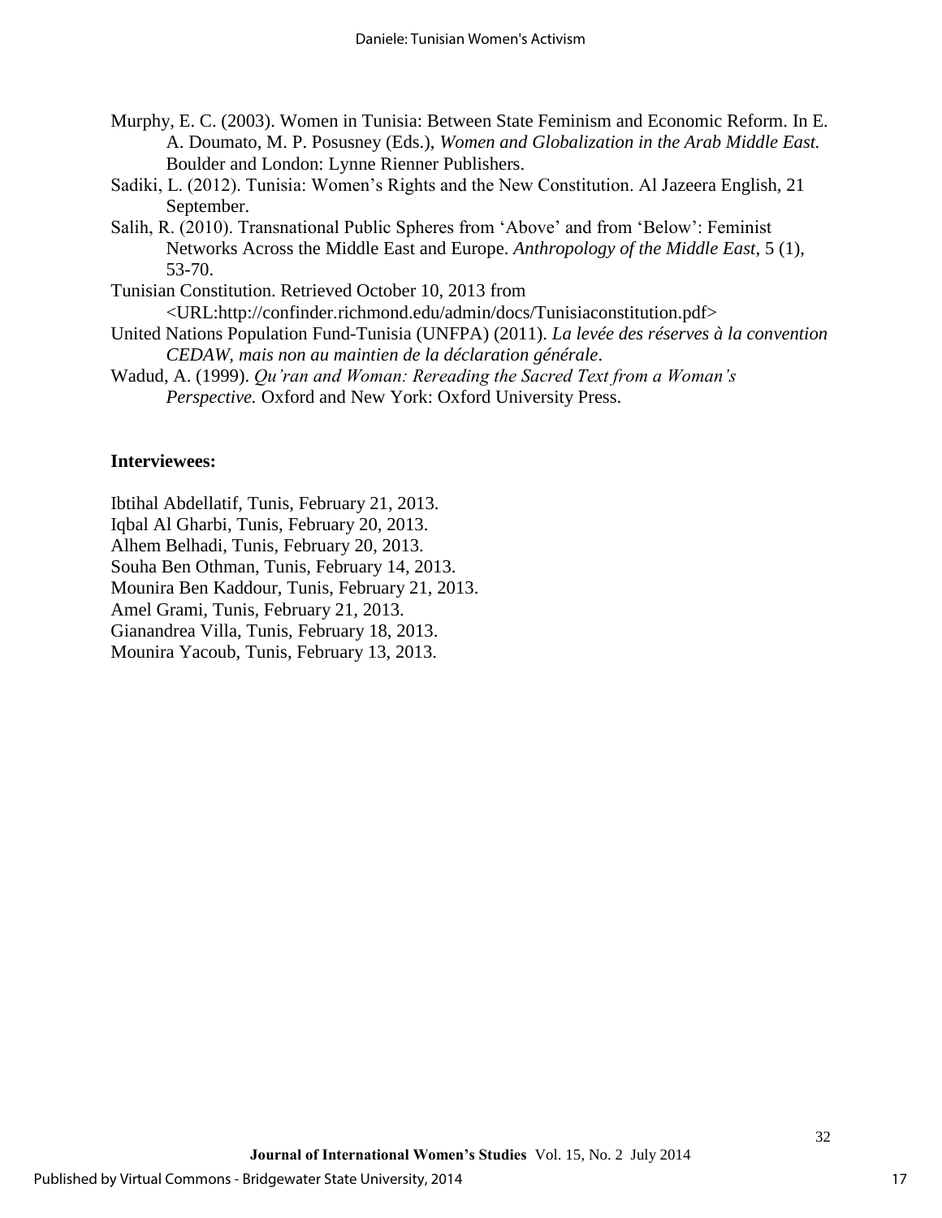Murphy, E. C. (2003). Women in Tunisia: Between State Feminism and Economic Reform. In E. A. Doumato, M. P. Posusney (Eds.), *Women and Globalization in the Arab Middle East.* Boulder and London: Lynne Rienner Publishers.

Sadiki, L. (2012). Tunisia: Women's Rights and the New Constitution. Al Jazeera English, 21 September.

Salih, R. (2010). Transnational Public Spheres from 'Above' and from 'Below': Feminist Networks Across the Middle East and Europe. *Anthropology of the Middle East*, 5 (1), 53-70.

Tunisian Constitution. Retrieved October 10, 2013 from <URL:http://confinder.richmond.edu/admin/docs/Tunisiaconstitution.pdf>

United Nations Population Fund-Tunisia (UNFPA) (2011). *La levée des réserves à la convention CEDAW, mais non au maintien de la déclaration générale*.

Wadud, A. (1999). *Qu'ran and Woman: Rereading the Sacred Text from a Woman's Perspective.* Oxford and New York: Oxford University Press.

**Interviewees:**

Ibtihal Abdellatif, Tunis, February 21, 2013.
Iqbal Al Gharbi, Tunis, February 20, 2013.
Alhem Belhadi, Tunis, February 20, 2013.
Souha Ben Othman, Tunis, February 14, 2013.
Mounira Ben Kaddour, Tunis, February 21, 2013.
Amel Grami, Tunis, February 21, 2013.
Gianandrea Villa, Tunis, February 18, 2013.
Mounira Yacoub, Tunis, February 13, 2013.